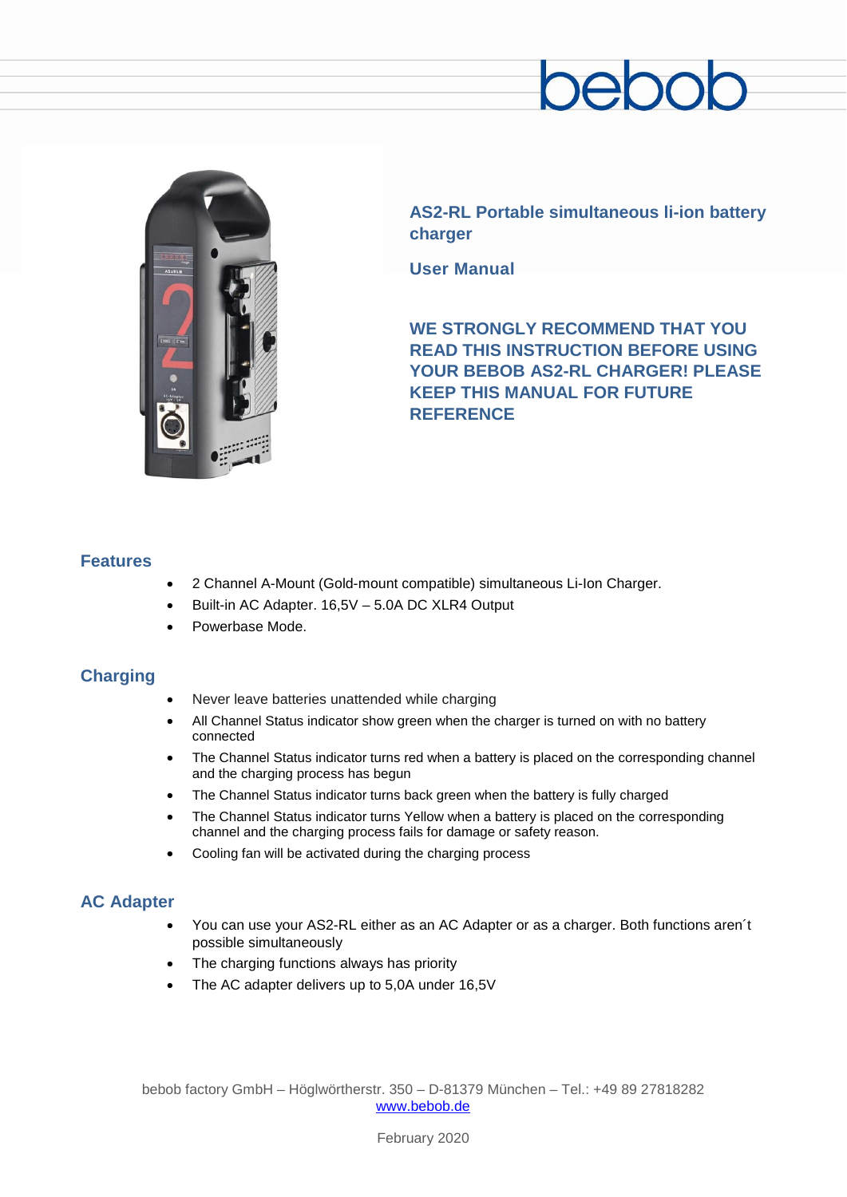bebob

# AS2-RL Portable simultaneous li-ion battery charger

## User Manual

**WE STRONGLY RECOMMEND THAT YOU READ THIS INSTRUCTION BEFORE USING YOUR BEBOB AS2-RL CHARGER! PLEASE KEEP THIS MANUAL FOR FUTURE REFERENCE**

## Features

- 2 Channel A-Mount (Gold-mount compatible) simultaneous Li-Ion Charger.
- Built-in AC Adapter. 16,5V – 5.0A DC XLR4 Output
- Powerbase Mode.

## Charging

- Never leave batteries unattended while charging
- All Channel Status indicator show green when the charger is turned on with no battery connected
- The Channel Status indicator turns red when a battery is placed on the corresponding channel and the charging process has begun
- The Channel Status indicator turns back green when the battery is fully charged
- The Channel Status indicator turns Yellow when a battery is placed on the corresponding channel and the charging process fails for damage or safety reason.
- Cooling fan will be activated during the charging process

## AC Adapter

- You can use your AS2-RL either as an AC Adapter or as a charger. Both functions aren´t possible simultaneously
- The charging functions always has priority
- The AC adapter delivers up to 5,0A under 16,5V

bebob factory GmbH – Höglwörtherstr. 350 – D-81379 München – Tel.: +49 89 27818282
www.bebob.de

February 2020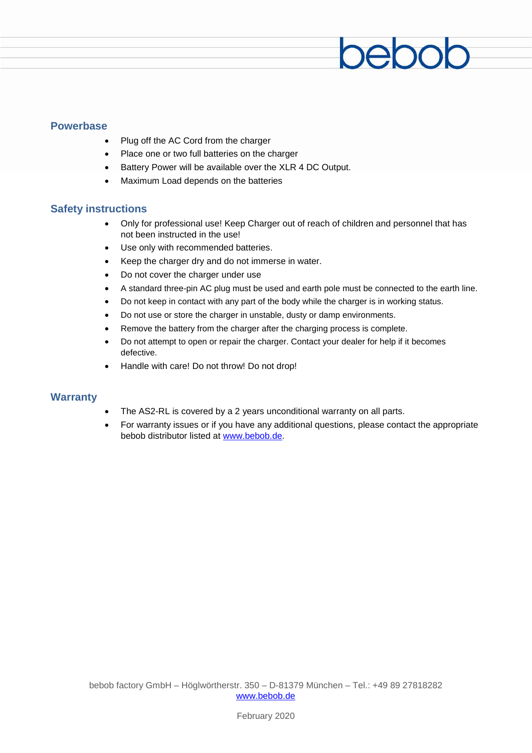## Powerbase

- Plug off the AC Cord from the charger
- Place one or two full batteries on the charger
- Battery Power will be available over the XLR 4 DC Output.
- Maximum Load depends on the batteries

## Safety instructions

- Only for professional use! Keep Charger out of reach of children and personnel that has not been instructed in the use!
- Use only with recommended batteries.
- Keep the charger dry and do not immerse in water.
- Do not cover the charger under use
- A standard three-pin AC plug must be used and earth pole must be connected to the earth line.
- Do not keep in contact with any part of the body while the charger is in working status.
- Do not use or store the charger in unstable, dusty or damp environments.
- Remove the battery from the charger after the charging process is complete.
- Do not attempt to open or repair the charger. Contact your dealer for help if it becomes defective.
- Handle with care! Do not throw! Do not drop!

## Warranty

- The AS2-RL is covered by a 2 years unconditional warranty on all parts.
- For warranty issues or if you have any additional questions, please contact the appropriate bebob distributor listed at www.bebob.de.

bebob factory GmbH – Höglwörtherstr. 350 – D-81379 München – Tel.: +49 89 27818282
www.bebob.de

February 2020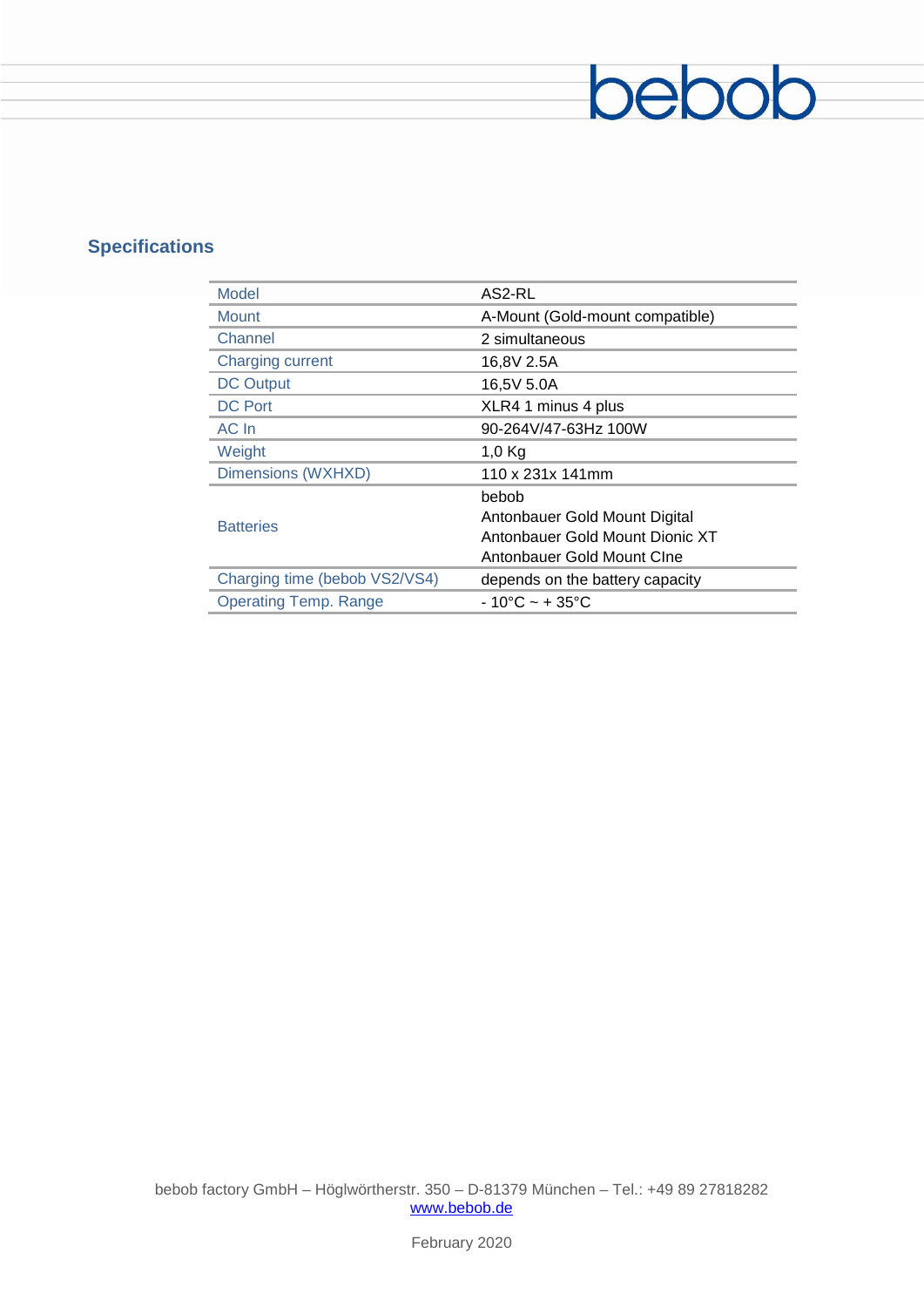## Specifications

| | |
|---|---|
| Model | AS2-RL |
| Mount | A-Mount (Gold-mount compatible) |
| Channel | 2 simultaneous |
| Charging current | 16,8V 2.5A |
| DC Output | 16,5V 5.0A |
| DC Port | XLR4 1 minus 4 plus |
| AC In | 90-264V/47-63Hz 100W |
| Weight | 1,0 Kg |
| Dimensions (WXHXD) | 110 x 231x 141mm |
| Batteries | bebob<br>Antonbauer Gold Mount Digital<br>Antonbauer Gold Mount Dionic XT<br>Antonbauer Gold Mount CIne |
| Charging time (bebob VS2/VS4) | depends on the battery capacity |
| Operating Temp. Range | - 10°C ~ + 35°C |

bebob factory GmbH – Höglwörtherstr. 350 – D-81379 München – Tel.: +49 89 27818282
www.bebob.de

February 2020